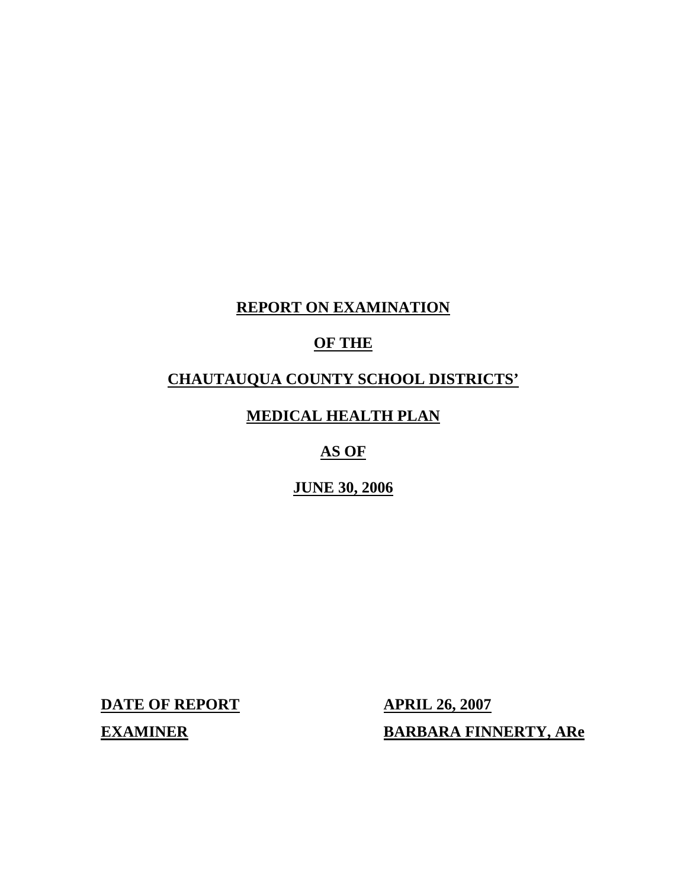**REPORT ON EXAMINATION**

**OF THE**

**CHAUTAUQUA COUNTY SCHOOL DISTRICTS'**

**MEDICAL HEALTH PLAN**

**AS OF**

**JUNE 30, 2006**

| | |
|---|---|
| **DATE OF REPORT** | **APRIL 26, 2007** |
| **EXAMINER** | **BARBARA FINNERTY, ARe** |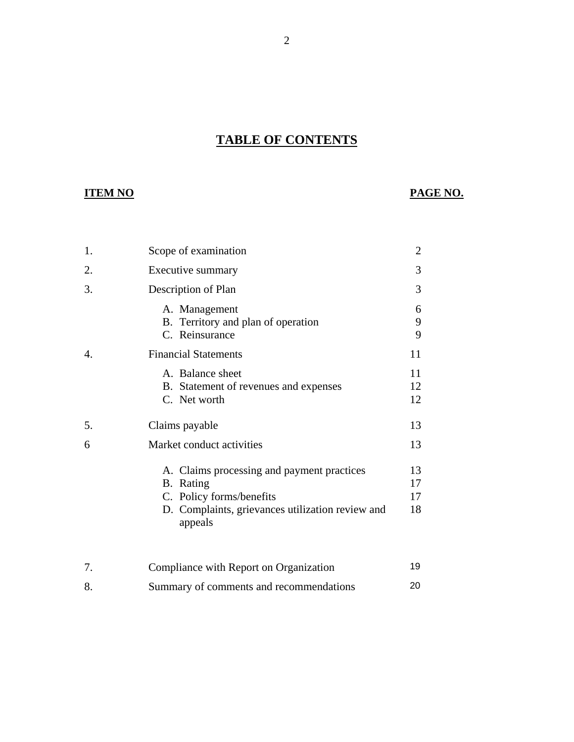# TABLE OF CONTENTS

| ITEM NO | | PAGE NO. |
|---|---|---|
| 1. | Scope of examination | 2 |
| 2. | Executive summary | 3 |
| 3. | Description of Plan | 3 |
| | A. Management | 6 |
| | B. Territory and plan of operation | 9 |
| | C. Reinsurance | 9 |
| 4. | Financial Statements | 11 |
| | A. Balance sheet | 11 |
| | B. Statement of revenues and expenses | 12 |
| | C. Net worth | 12 |
| 5. | Claims payable | 13 |
| 6 | Market conduct activities | 13 |
| | A. Claims processing and payment practices | 13 |
| | B. Rating | 17 |
| | C. Policy forms/benefits | 17 |
| | D. Complaints, grievances utilization review and appeals | 18 |
| 7. | Compliance with Report on Organization | 19 |
| 8. | Summary of comments and recommendations | 20 |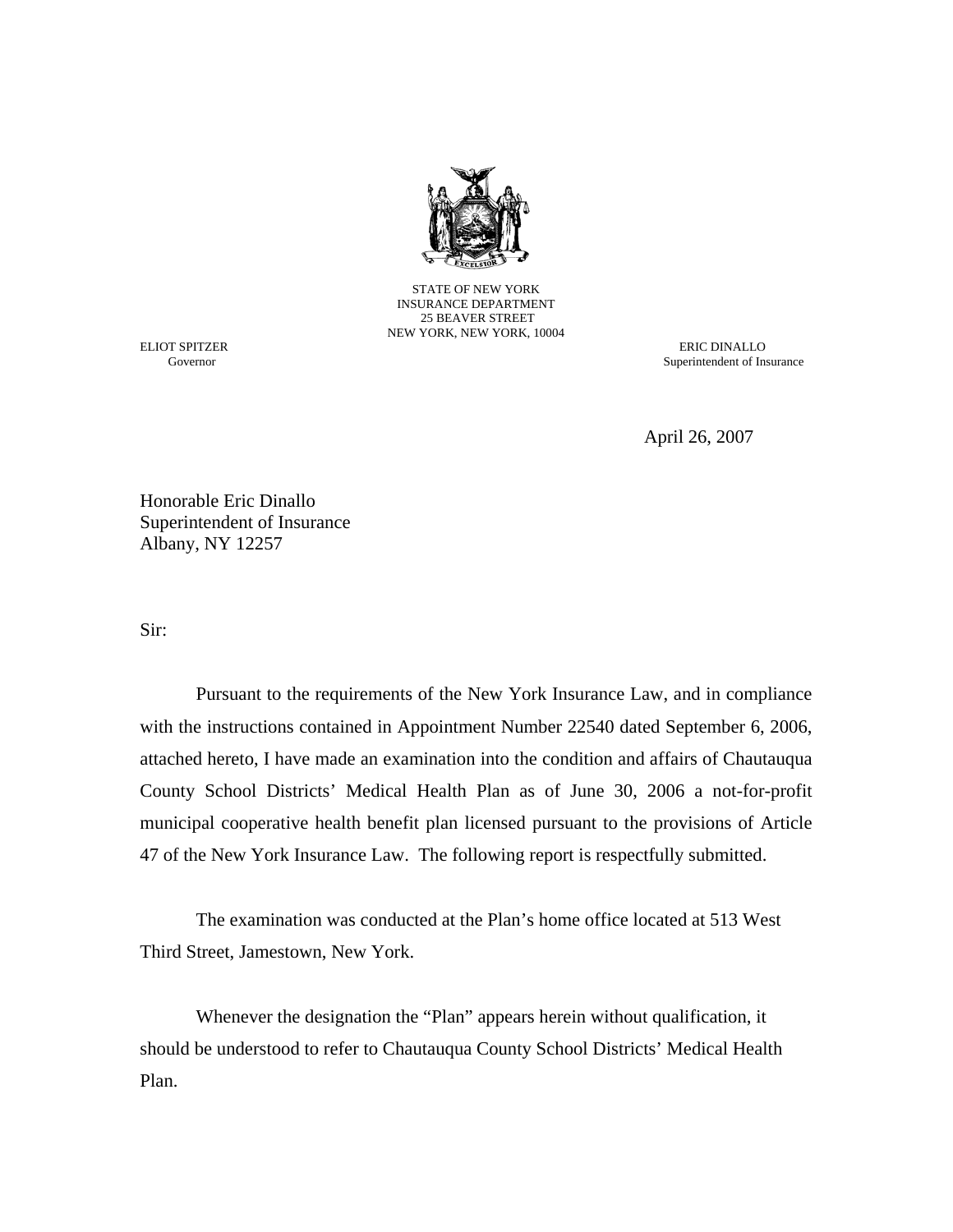STATE OF NEW YORK
INSURANCE DEPARTMENT
25 BEAVER STREET
NEW YORK, NEW YORK, 10004

ELIOT SPITZER
Governor

ERIC DINALLO
Superintendent of Insurance

April 26, 2007

Honorable Eric Dinallo
Superintendent of Insurance
Albany, NY 12257

Sir:

Pursuant to the requirements of the New York Insurance Law, and in compliance with the instructions contained in Appointment Number 22540 dated September 6, 2006, attached hereto, I have made an examination into the condition and affairs of Chautauqua County School Districts' Medical Health Plan as of June 30, 2006 a not-for-profit municipal cooperative health benefit plan licensed pursuant to the provisions of Article 47 of the New York Insurance Law. The following report is respectfully submitted.

The examination was conducted at the Plan's home office located at 513 West Third Street, Jamestown, New York.

Whenever the designation the "Plan" appears herein without qualification, it should be understood to refer to Chautauqua County School Districts' Medical Health Plan.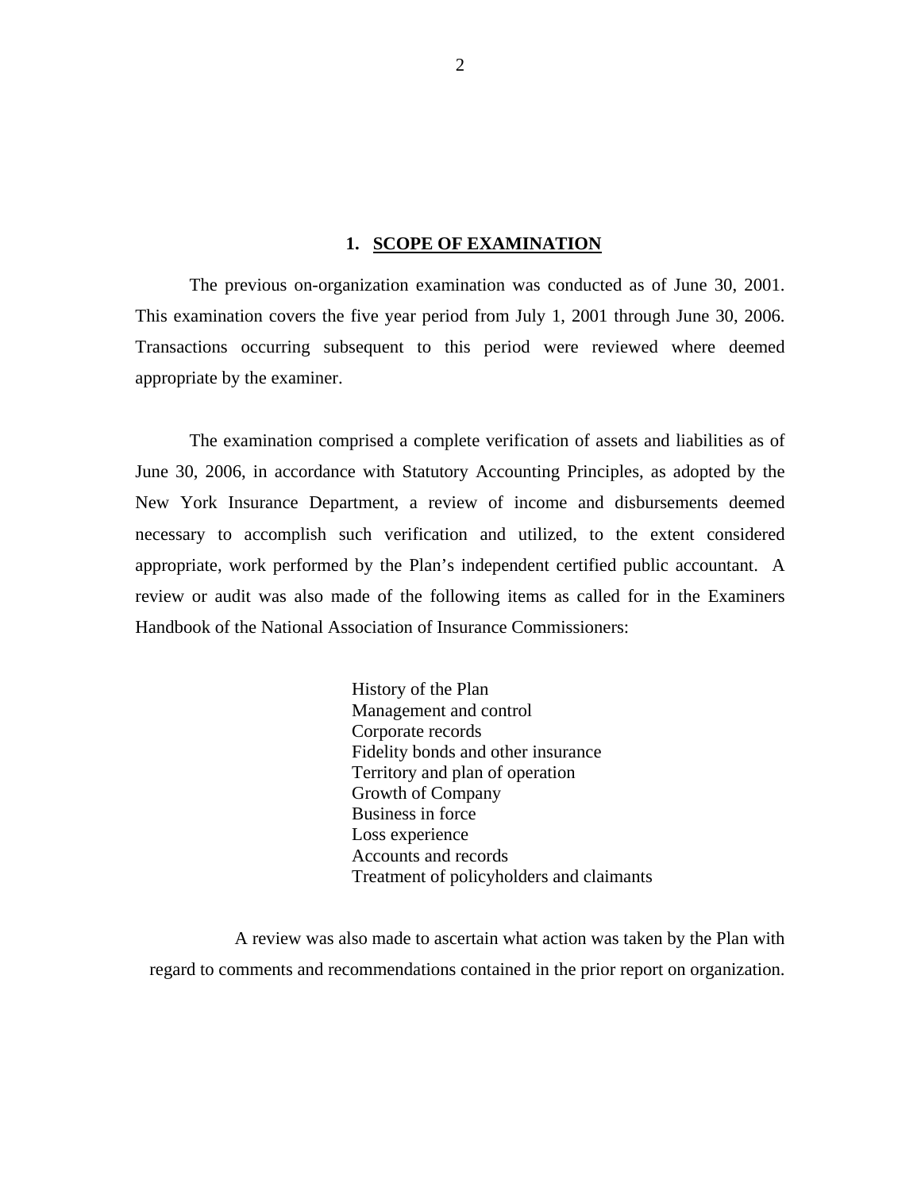## 1. SCOPE OF EXAMINATION

The previous on-organization examination was conducted as of June 30, 2001. This examination covers the five year period from July 1, 2001 through June 30, 2006. Transactions occurring subsequent to this period were reviewed where deemed appropriate by the examiner.

The examination comprised a complete verification of assets and liabilities as of June 30, 2006, in accordance with Statutory Accounting Principles, as adopted by the New York Insurance Department, a review of income and disbursements deemed necessary to accomplish such verification and utilized, to the extent considered appropriate, work performed by the Plan's independent certified public accountant. A review or audit was also made of the following items as called for in the Examiners Handbook of the National Association of Insurance Commissioners:

- History of the Plan
- Management and control
- Corporate records
- Fidelity bonds and other insurance
- Territory and plan of operation
- Growth of Company
- Business in force
- Loss experience
- Accounts and records
- Treatment of policyholders and claimants

A review was also made to ascertain what action was taken by the Plan with regard to comments and recommendations contained in the prior report on organization.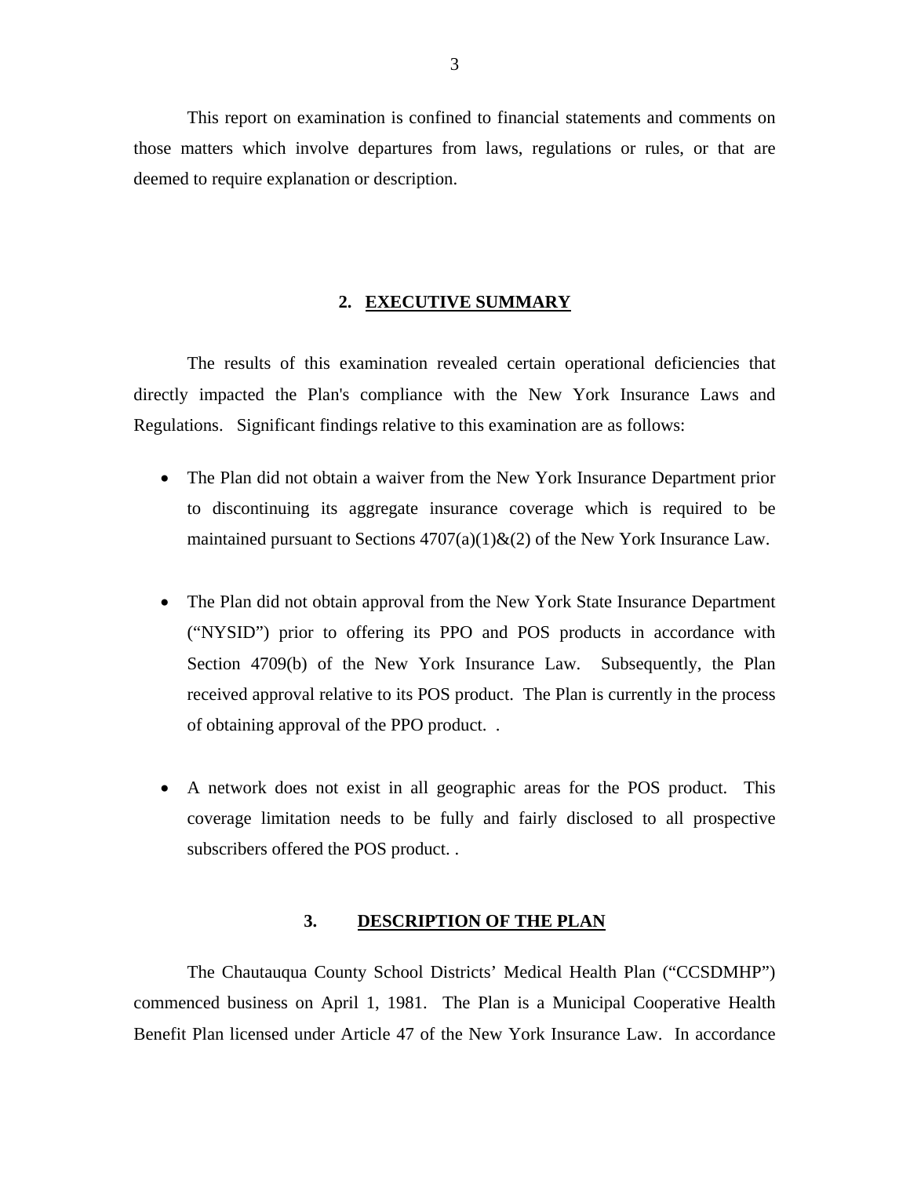This report on examination is confined to financial statements and comments on those matters which involve departures from laws, regulations or rules, or that are deemed to require explanation or description.

## 2. EXECUTIVE SUMMARY

The results of this examination revealed certain operational deficiencies that directly impacted the Plan's compliance with the New York Insurance Laws and Regulations. Significant findings relative to this examination are as follows:

- The Plan did not obtain a waiver from the New York Insurance Department prior to discontinuing its aggregate insurance coverage which is required to be maintained pursuant to Sections 4707(a)(1)&(2) of the New York Insurance Law.

- The Plan did not obtain approval from the New York State Insurance Department ("NYSID") prior to offering its PPO and POS products in accordance with Section 4709(b) of the New York Insurance Law. Subsequently, the Plan received approval relative to its POS product. The Plan is currently in the process of obtaining approval of the PPO product. .

- A network does not exist in all geographic areas for the POS product. This coverage limitation needs to be fully and fairly disclosed to all prospective subscribers offered the POS product. .

## 3. DESCRIPTION OF THE PLAN

The Chautauqua County School Districts' Medical Health Plan ("CCSDMHP") commenced business on April 1, 1981. The Plan is a Municipal Cooperative Health Benefit Plan licensed under Article 47 of the New York Insurance Law. In accordance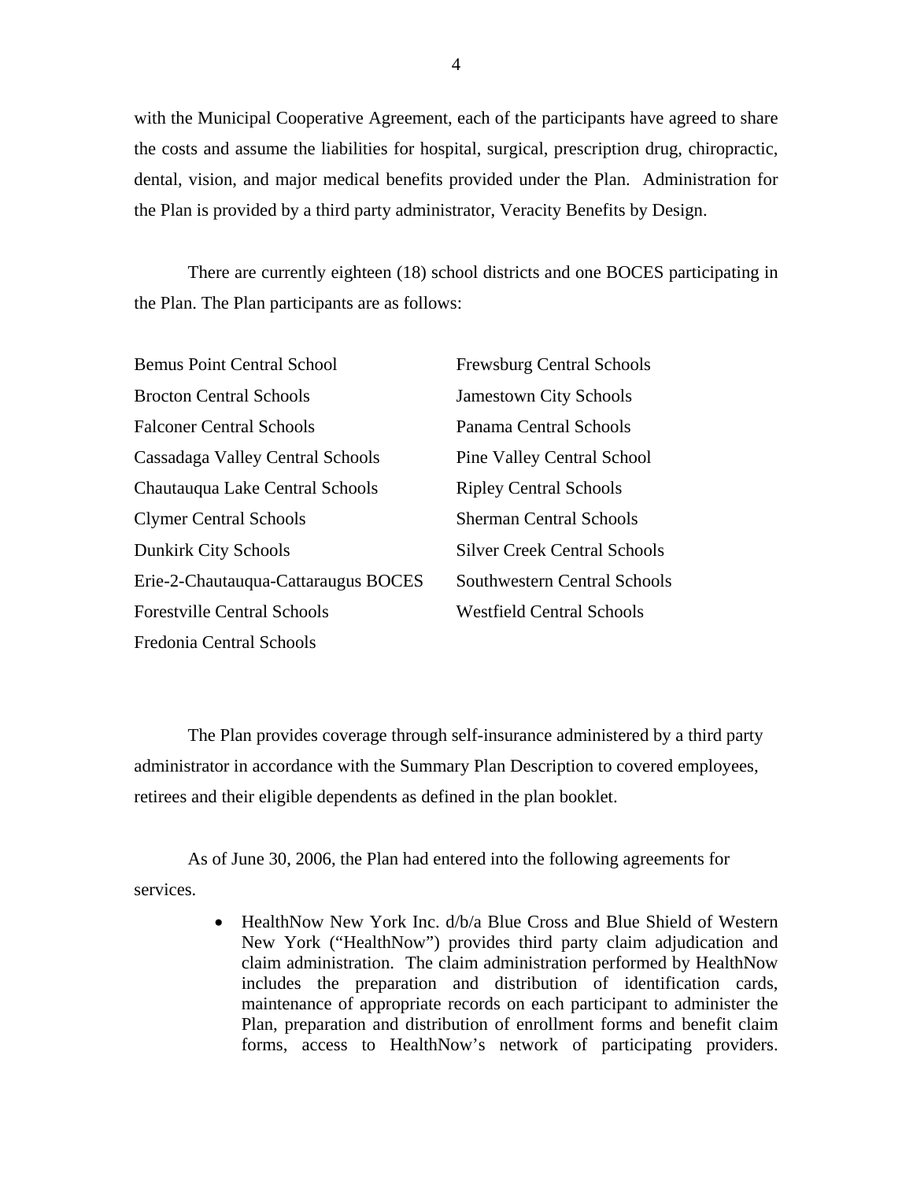with the Municipal Cooperative Agreement, each of the participants have agreed to share the costs and assume the liabilities for hospital, surgical, prescription drug, chiropractic, dental, vision, and major medical benefits provided under the Plan. Administration for the Plan is provided by a third party administrator, Veracity Benefits by Design.

There are currently eighteen (18) school districts and one BOCES participating in the Plan. The Plan participants are as follows:

- Bemus Point Central School
- Brocton Central Schools
- Falconer Central Schools
- Cassadaga Valley Central Schools
- Chautauqua Lake Central Schools
- Clymer Central Schools
- Dunkirk City Schools
- Erie-2-Chautauqua-Cattaraugus BOCES
- Forestville Central Schools
- Fredonia Central Schools
- Frewsburg Central Schools
- Jamestown City Schools
- Panama Central Schools
- Pine Valley Central School
- Ripley Central Schools
- Sherman Central Schools
- Silver Creek Central Schools
- Southwestern Central Schools
- Westfield Central Schools

The Plan provides coverage through self-insurance administered by a third party administrator in accordance with the Summary Plan Description to covered employees, retirees and their eligible dependents as defined in the plan booklet.

As of June 30, 2006, the Plan had entered into the following agreements for services.

- HealthNow New York Inc. d/b/a Blue Cross and Blue Shield of Western New York ("HealthNow") provides third party claim adjudication and claim administration. The claim administration performed by HealthNow includes the preparation and distribution of identification cards, maintenance of appropriate records on each participant to administer the Plan, preparation and distribution of enrollment forms and benefit claim forms, access to HealthNow's network of participating providers.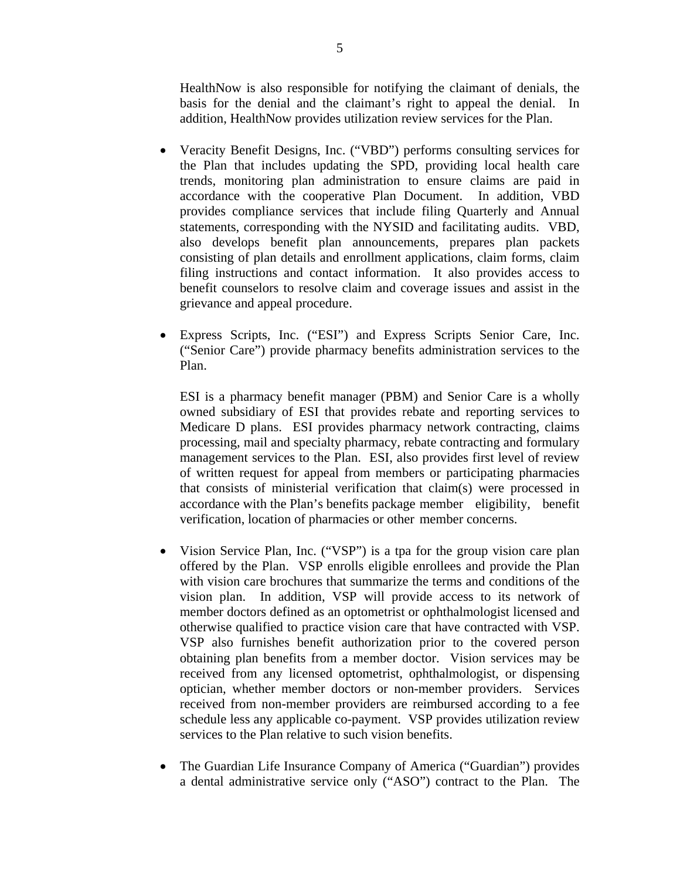HealthNow is also responsible for notifying the claimant of denials, the basis for the denial and the claimant's right to appeal the denial. In addition, HealthNow provides utilization review services for the Plan.

- Veracity Benefit Designs, Inc. ("VBD") performs consulting services for the Plan that includes updating the SPD, providing local health care trends, monitoring plan administration to ensure claims are paid in accordance with the cooperative Plan Document. In addition, VBD provides compliance services that include filing Quarterly and Annual statements, corresponding with the NYSID and facilitating audits. VBD, also develops benefit plan announcements, prepares plan packets consisting of plan details and enrollment applications, claim forms, claim filing instructions and contact information. It also provides access to benefit counselors to resolve claim and coverage issues and assist in the grievance and appeal procedure.

- Express Scripts, Inc. ("ESI") and Express Scripts Senior Care, Inc. ("Senior Care") provide pharmacy benefits administration services to the Plan.

  ESI is a pharmacy benefit manager (PBM) and Senior Care is a wholly owned subsidiary of ESI that provides rebate and reporting services to Medicare D plans. ESI provides pharmacy network contracting, claims processing, mail and specialty pharmacy, rebate contracting and formulary management services to the Plan. ESI, also provides first level of review of written request for appeal from members or participating pharmacies that consists of ministerial verification that claim(s) were processed in accordance with the Plan's benefits package member eligibility, benefit verification, location of pharmacies or other member concerns.

- Vision Service Plan, Inc. ("VSP") is a tpa for the group vision care plan offered by the Plan. VSP enrolls eligible enrollees and provide the Plan with vision care brochures that summarize the terms and conditions of the vision plan. In addition, VSP will provide access to its network of member doctors defined as an optometrist or ophthalmologist licensed and otherwise qualified to practice vision care that have contracted with VSP. VSP also furnishes benefit authorization prior to the covered person obtaining plan benefits from a member doctor. Vision services may be received from any licensed optometrist, ophthalmologist, or dispensing optician, whether member doctors or non-member providers. Services received from non-member providers are reimbursed according to a fee schedule less any applicable co-payment. VSP provides utilization review services to the Plan relative to such vision benefits.

- The Guardian Life Insurance Company of America ("Guardian") provides a dental administrative service only ("ASO") contract to the Plan. The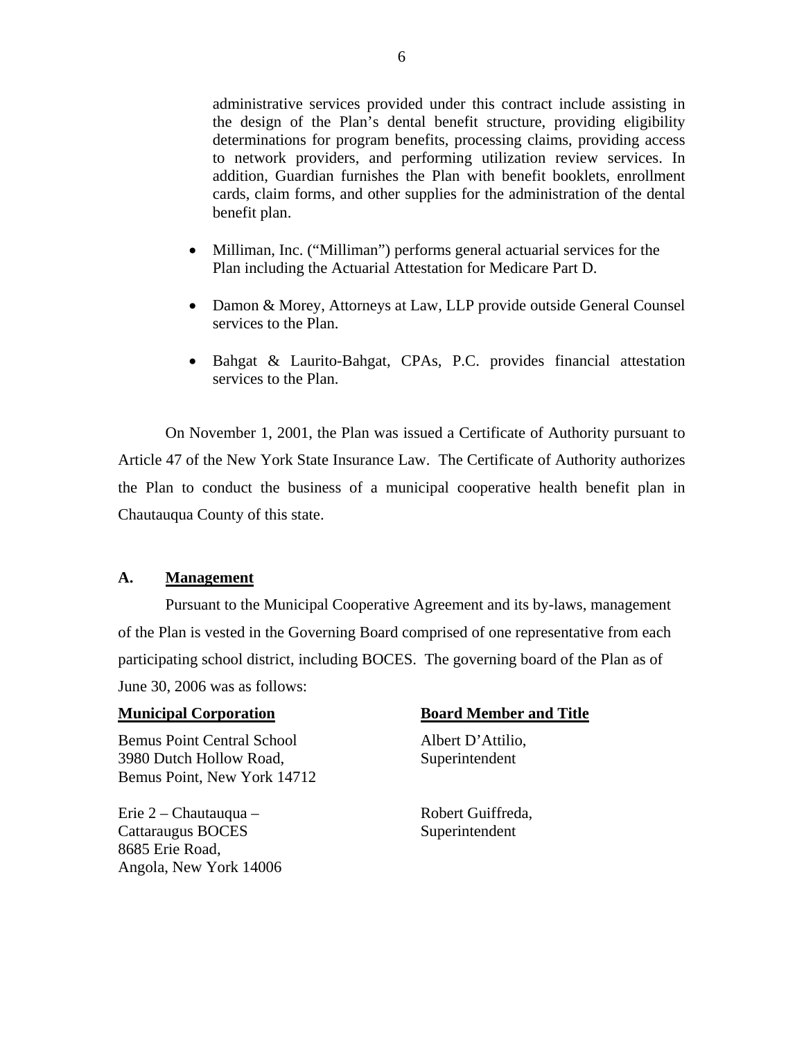administrative services provided under this contract include assisting in the design of the Plan's dental benefit structure, providing eligibility determinations for program benefits, processing claims, providing access to network providers, and performing utilization review services. In addition, Guardian furnishes the Plan with benefit booklets, enrollment cards, claim forms, and other supplies for the administration of the dental benefit plan.

- Milliman, Inc. ("Milliman") performs general actuarial services for the Plan including the Actuarial Attestation for Medicare Part D.
- Damon & Morey, Attorneys at Law, LLP provide outside General Counsel services to the Plan.
- Bahgat & Laurito-Bahgat, CPAs, P.C. provides financial attestation services to the Plan.

On November 1, 2001, the Plan was issued a Certificate of Authority pursuant to Article 47 of the New York State Insurance Law. The Certificate of Authority authorizes the Plan to conduct the business of a municipal cooperative health benefit plan in Chautauqua County of this state.

## A. Management

Pursuant to the Municipal Cooperative Agreement and its by-laws, management of the Plan is vested in the Governing Board comprised of one representative from each participating school district, including BOCES. The governing board of the Plan as of June 30, 2006 was as follows:

| Municipal Corporation | Board Member and Title |
|---|---|
| Bemus Point Central School<br>3980 Dutch Hollow Road,<br>Bemus Point, New York 14712 | Albert D'Attilio,<br>Superintendent |
| Erie 2 – Chautauqua –<br>Cattaraugus BOCES<br>8685 Erie Road,<br>Angola, New York 14006 | Robert Guiffreda,<br>Superintendent |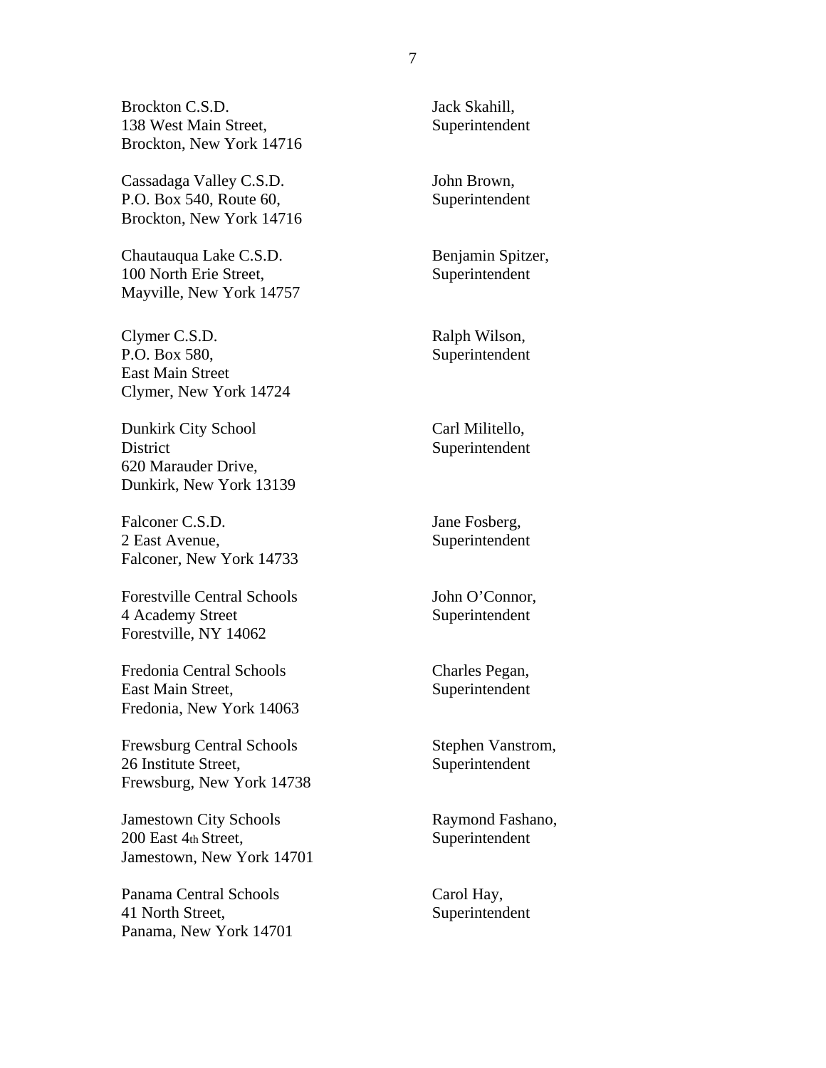Brockton C.S.D.
138 West Main Street,
Brockton, New York 14716

Jack Skahill,
Superintendent

Cassadaga Valley C.S.D.
P.O. Box 540, Route 60,
Brockton, New York 14716

John Brown,
Superintendent

Chautauqua Lake C.S.D.
100 North Erie Street,
Mayville, New York 14757

Benjamin Spitzer,
Superintendent

Clymer C.S.D.
P.O. Box 580,
East Main Street
Clymer, New York 14724

Ralph Wilson,
Superintendent

Dunkirk City School
District
620 Marauder Drive,
Dunkirk, New York 13139

Carl Militello,
Superintendent

Falconer C.S.D.
2 East Avenue,
Falconer, New York 14733

Jane Fosberg,
Superintendent

Forestville Central Schools
4 Academy Street
Forestville, NY 14062

John O'Connor,
Superintendent

Fredonia Central Schools
East Main Street,
Fredonia, New York 14063

Charles Pegan,
Superintendent

Frewsburg Central Schools
26 Institute Street,
Frewsburg, New York 14738

Stephen Vanstrom,
Superintendent

Jamestown City Schools
200 East 4th Street,
Jamestown, New York 14701

Raymond Fashano,
Superintendent

Panama Central Schools
41 North Street,
Panama, New York 14701

Carol Hay,
Superintendent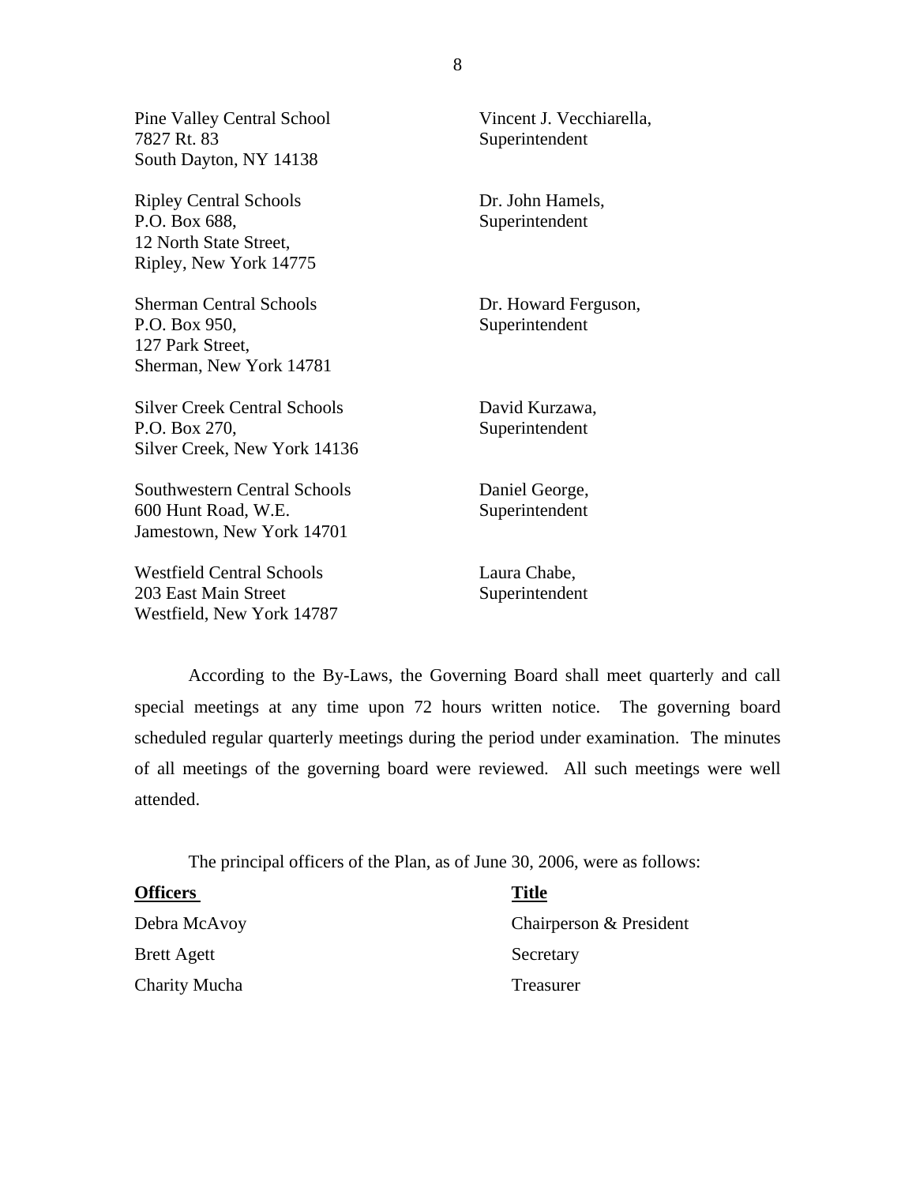| | |
|---|---|
| Pine Valley Central School<br>7827 Rt. 83<br>South Dayton, NY 14138 | Vincent J. Vecchiarella,<br>Superintendent |
| Ripley Central Schools<br>P.O. Box 688,<br>12 North State Street,<br>Ripley, New York 14775 | Dr. John Hamels,<br>Superintendent |
| Sherman Central Schools<br>P.O. Box 950,<br>127 Park Street,<br>Sherman, New York 14781 | Dr. Howard Ferguson,<br>Superintendent |
| Silver Creek Central Schools<br>P.O. Box 270,<br>Silver Creek, New York 14136 | David Kurzawa,<br>Superintendent |
| Southwestern Central Schools<br>600 Hunt Road, W.E.<br>Jamestown, New York 14701 | Daniel George,<br>Superintendent |
| Westfield Central Schools<br>203 East Main Street<br>Westfield, New York 14787 | Laura Chabe,<br>Superintendent |

According to the By-Laws, the Governing Board shall meet quarterly and call special meetings at any time upon 72 hours written notice. The governing board scheduled regular quarterly meetings during the period under examination. The minutes of all meetings of the governing board were reviewed. All such meetings were well attended.

The principal officers of the Plan, as of June 30, 2006, were as follows:

| **Officers** | **Title** |
|---|---|
| Debra McAvoy | Chairperson & President |
| Brett Agett | Secretary |
| Charity Mucha | Treasurer |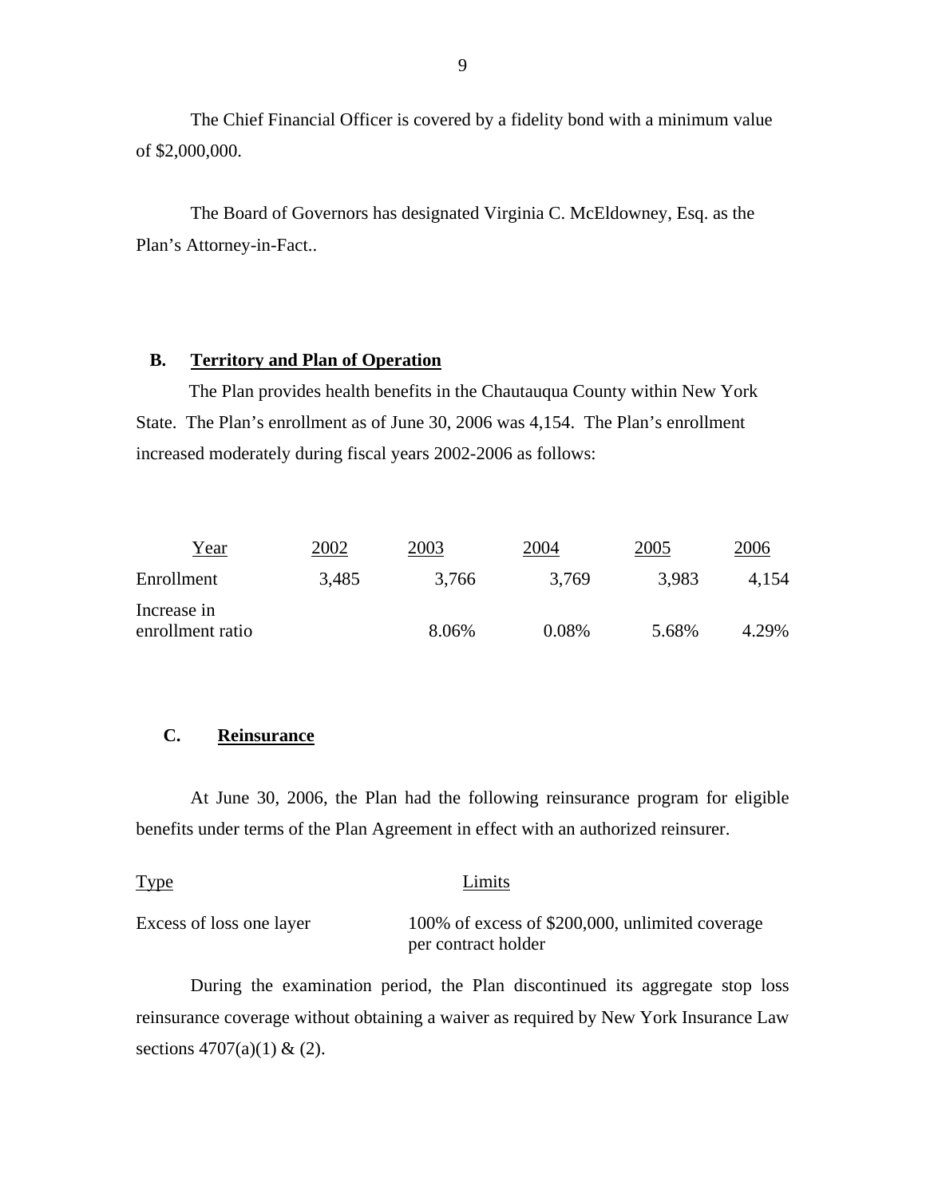The Chief Financial Officer is covered by a fidelity bond with a minimum value of $2,000,000.

The Board of Governors has designated Virginia C. McEldowney, Esq. as the Plan's Attorney-in-Fact..

## B. Territory and Plan of Operation

The Plan provides health benefits in the Chautauqua County within New York State. The Plan's enrollment as of June 30, 2006 was 4,154. The Plan's enrollment increased moderately during fiscal years 2002-2006 as follows:

| Year | 2002 | 2003 | 2004 | 2005 | 2006 |
|---|---|---|---|---|---|
| Enrollment | 3,485 | 3,766 | 3,769 | 3,983 | 4,154 |
| Increase in enrollment ratio | | 8.06% | 0.08% | 5.68% | 4.29% |

## C. Reinsurance

At June 30, 2006, the Plan had the following reinsurance program for eligible benefits under terms of the Plan Agreement in effect with an authorized reinsurer.

| Type | Limits |
|---|---|
| Excess of loss one layer | 100% of excess of $200,000, unlimited coverage per contract holder |

During the examination period, the Plan discontinued its aggregate stop loss reinsurance coverage without obtaining a waiver as required by New York Insurance Law sections 4707(a)(1) & (2).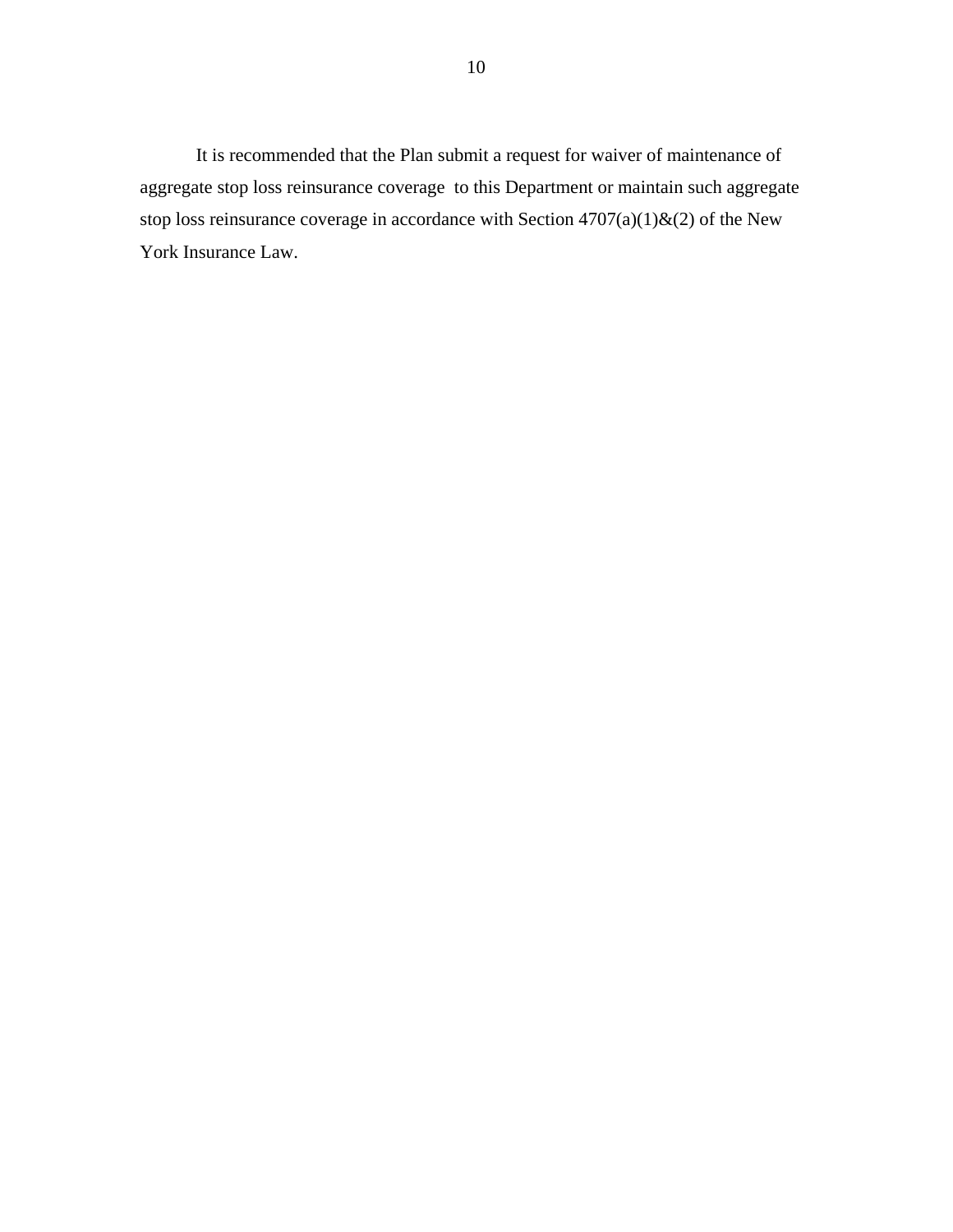It is recommended that the Plan submit a request for waiver of maintenance of aggregate stop loss reinsurance coverage to this Department or maintain such aggregate stop loss reinsurance coverage in accordance with Section 4707(a)(1)&(2) of the New York Insurance Law.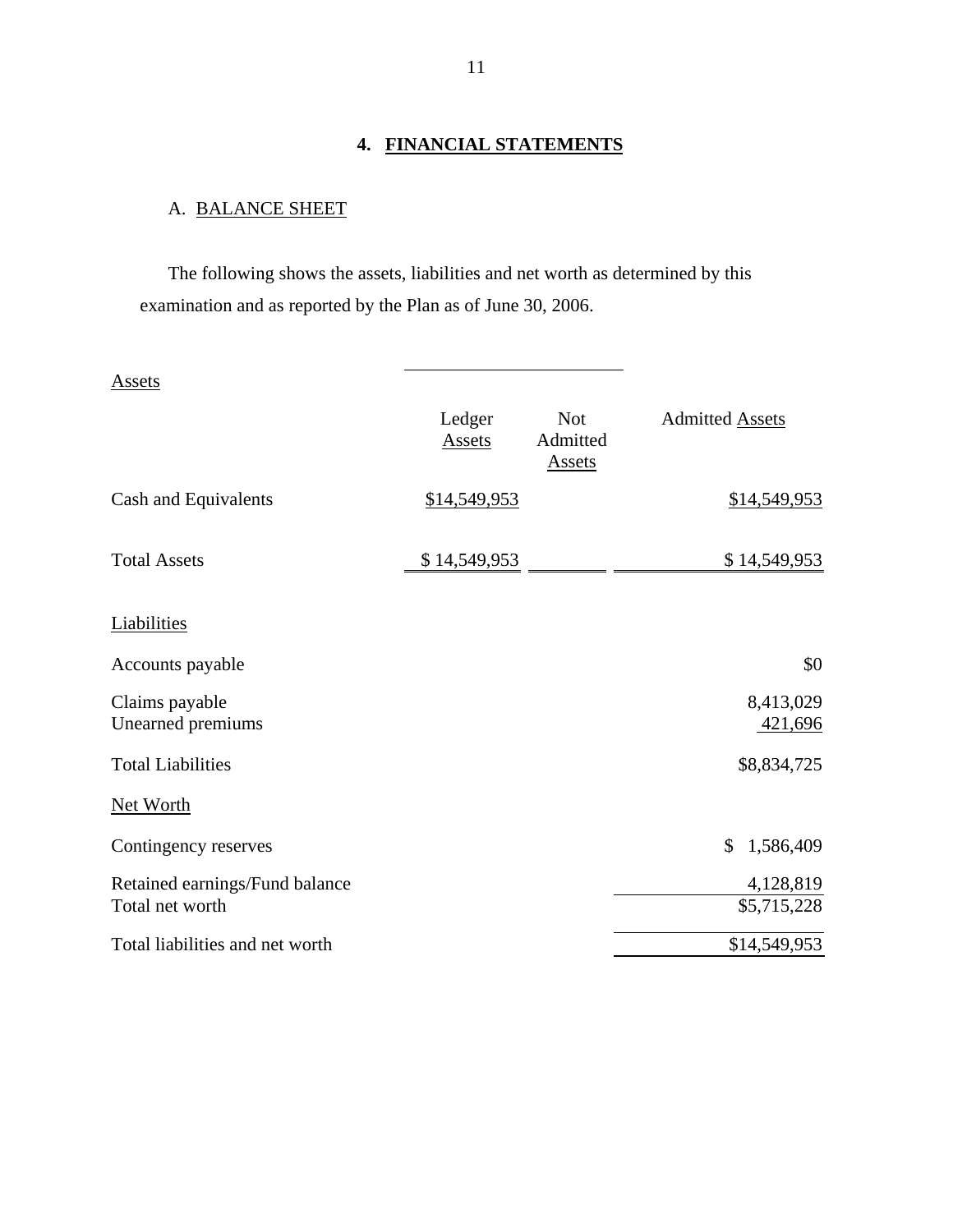## 4. FINANCIAL STATEMENTS

### A. BALANCE SHEET

The following shows the assets, liabilities and net worth as determined by this examination and as reported by the Plan as of June 30, 2006.

| Assets | Ledger Assets | Not Admitted Assets | Admitted Assets |
|---|---|---|---|
| Cash and Equivalents | $14,549,953 | | $14,549,953 |
| Total Assets | $ 14,549,953 | | $ 14,549,953 |

| Liabilities | |
|---|---|
| Accounts payable | $0 |
| Claims payable | 8,413,029 |
| Unearned premiums | 421,696 |
| Total Liabilities | $8,834,725 |
| **Net Worth** | |
| Contingency reserves | $ 1,586,409 |
| Retained earnings/Fund balance | 4,128,819 |
| Total net worth | $5,715,228 |
| Total liabilities and net worth | $14,549,953 |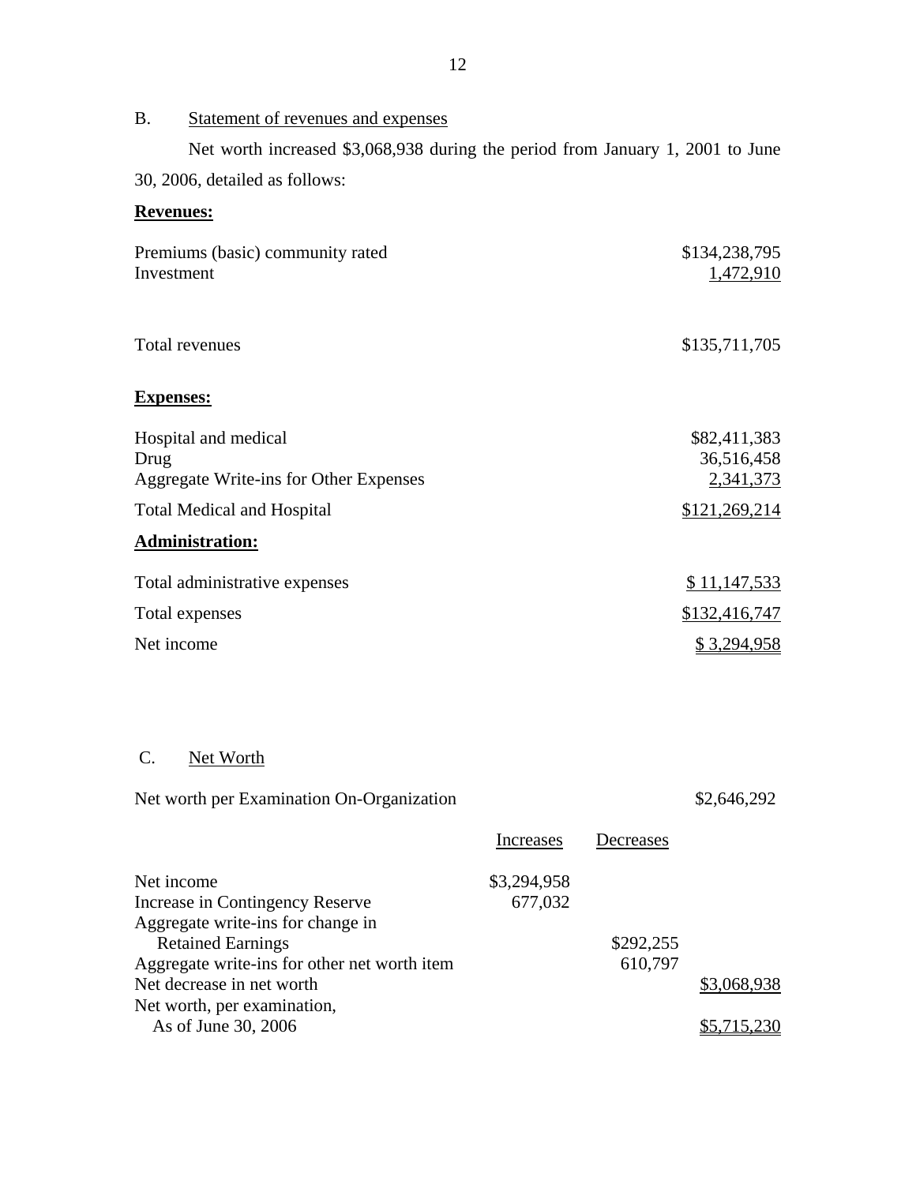B. Statement of revenues and expenses

Net worth increased $3,068,938 during the period from January 1, 2001 to June 30, 2006, detailed as follows:

**Revenues:**

| | |
|---|---|
| Premiums (basic) community rated | $134,238,795 |
| Investment | 1,472,910 |
| Total revenues | $135,711,705 |

**Expenses:**

| | |
|---|---|
| Hospital and medical | $82,411,383 |
| Drug | 36,516,458 |
| Aggregate Write-ins for Other Expenses | 2,341,373 |
| Total Medical and Hospital | $121,269,214 |

**Administration:**

| | |
|---|---|
| Total administrative expenses | $ 11,147,533 |
| Total expenses | $132,416,747 |
| Net income | $ 3,294,958 |

C. Net Worth

| | Increases | Decreases | |
|---|---|---|---|
| Net worth per Examination On-Organization | | | $2,646,292 |
| Net income | $3,294,958 | | |
| Increase in Contingency Reserve | 677,032 | | |
| Aggregate write-ins for change in Retained Earnings | | $292,255 | |
| Aggregate write-ins for other net worth item | | 610,797 | |
| Net decrease in net worth | | | $3,068,938 |
| Net worth, per examination, As of June 30, 2006 | | | $5,715,230 |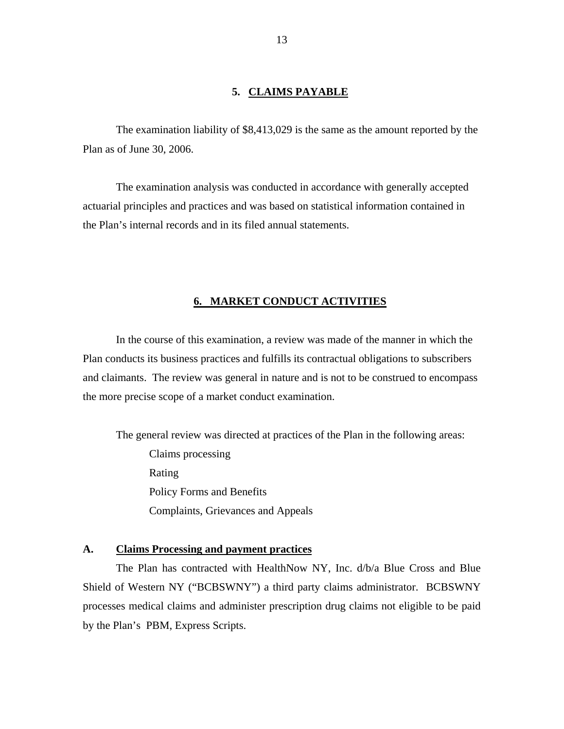## 5. CLAIMS PAYABLE

The examination liability of $8,413,029 is the same as the amount reported by the Plan as of June 30, 2006.

The examination analysis was conducted in accordance with generally accepted actuarial principles and practices and was based on statistical information contained in the Plan's internal records and in its filed annual statements.

## 6. MARKET CONDUCT ACTIVITIES

In the course of this examination, a review was made of the manner in which the Plan conducts its business practices and fulfills its contractual obligations to subscribers and claimants. The review was general in nature and is not to be construed to encompass the more precise scope of a market conduct examination.

The general review was directed at practices of the Plan in the following areas:

- Claims processing
- Rating
- Policy Forms and Benefits
- Complaints, Grievances and Appeals

### A. Claims Processing and payment practices

The Plan has contracted with HealthNow NY, Inc. d/b/a Blue Cross and Blue Shield of Western NY ("BCBSWNY") a third party claims administrator. BCBSWNY processes medical claims and administer prescription drug claims not eligible to be paid by the Plan's PBM, Express Scripts.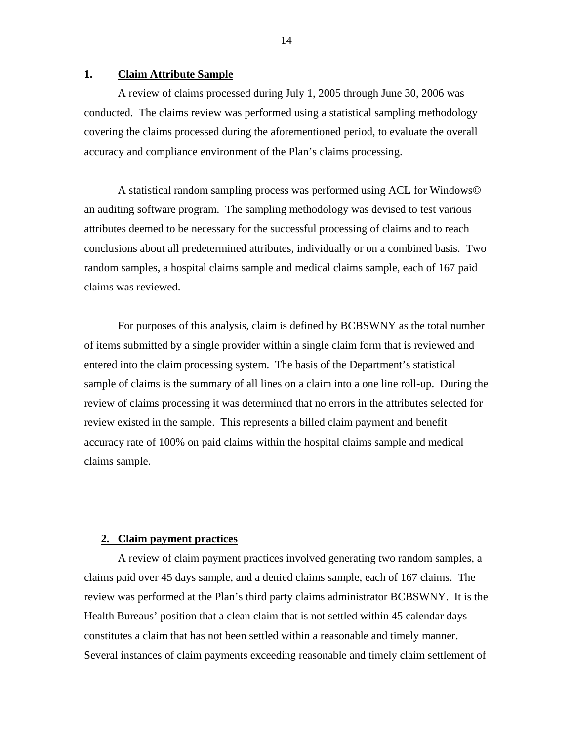## 1. <u>Claim Attribute Sample</u>

A review of claims processed during July 1, 2005 through June 30, 2006 was conducted. The claims review was performed using a statistical sampling methodology covering the claims processed during the aforementioned period, to evaluate the overall accuracy and compliance environment of the Plan's claims processing.

A statistical random sampling process was performed using ACL for Windows© an auditing software program. The sampling methodology was devised to test various attributes deemed to be necessary for the successful processing of claims and to reach conclusions about all predetermined attributes, individually or on a combined basis. Two random samples, a hospital claims sample and medical claims sample, each of 167 paid claims was reviewed.

For purposes of this analysis, claim is defined by BCBSWNY as the total number of items submitted by a single provider within a single claim form that is reviewed and entered into the claim processing system. The basis of the Department's statistical sample of claims is the summary of all lines on a claim into a one line roll-up. During the review of claims processing it was determined that no errors in the attributes selected for review existed in the sample. This represents a billed claim payment and benefit accuracy rate of 100% on paid claims within the hospital claims sample and medical claims sample.

## 2. <u>Claim payment practices</u>

A review of claim payment practices involved generating two random samples, a claims paid over 45 days sample, and a denied claims sample, each of 167 claims. The review was performed at the Plan's third party claims administrator BCBSWNY. It is the Health Bureaus' position that a clean claim that is not settled within 45 calendar days constitutes a claim that has not been settled within a reasonable and timely manner. Several instances of claim payments exceeding reasonable and timely claim settlement of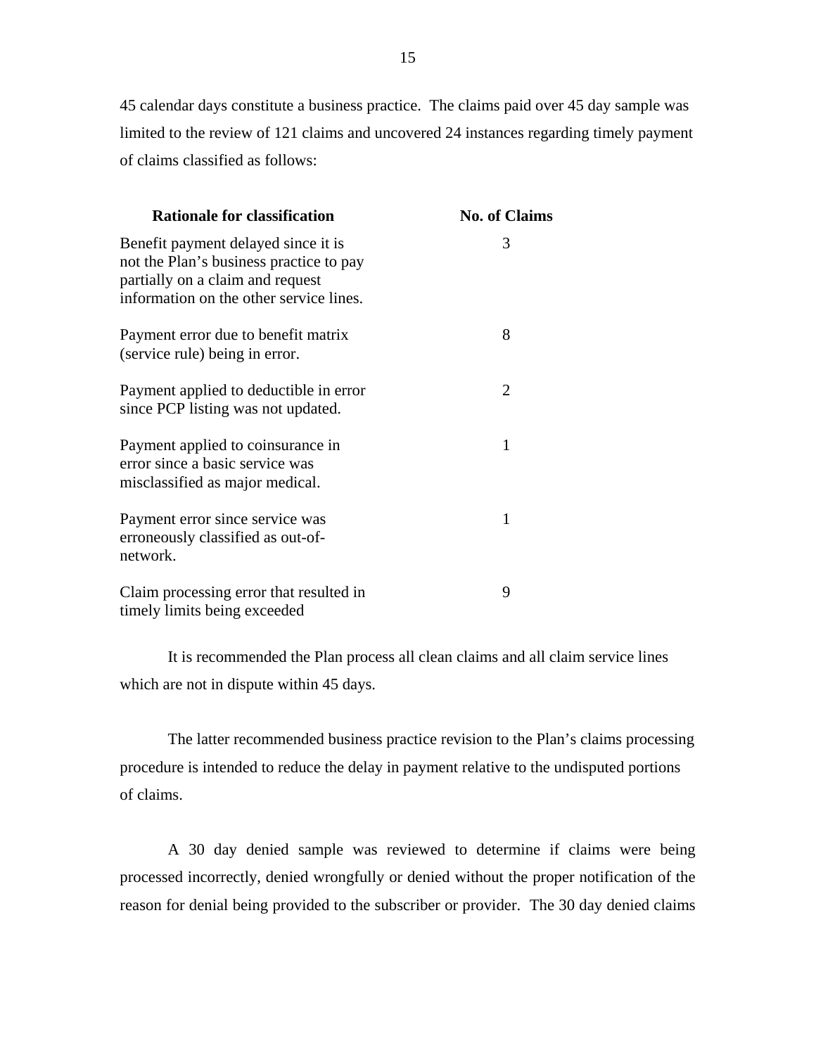45 calendar days constitute a business practice. The claims paid over 45 day sample was limited to the review of 121 claims and uncovered 24 instances regarding timely payment of claims classified as follows:

| **Rationale for classification** | **No. of Claims** |
|---|---|
| Benefit payment delayed since it is not the Plan's business practice to pay partially on a claim and request information on the other service lines. | 3 |
| Payment error due to benefit matrix (service rule) being in error. | 8 |
| Payment applied to deductible in error since PCP listing was not updated. | 2 |
| Payment applied to coinsurance in error since a basic service was misclassified as major medical. | 1 |
| Payment error since service was erroneously classified as out-of-network. | 1 |
| Claim processing error that resulted in timely limits being exceeded | 9 |

It is recommended the Plan process all clean claims and all claim service lines which are not in dispute within 45 days.

The latter recommended business practice revision to the Plan's claims processing procedure is intended to reduce the delay in payment relative to the undisputed portions of claims.

A 30 day denied sample was reviewed to determine if claims were being processed incorrectly, denied wrongfully or denied without the proper notification of the reason for denial being provided to the subscriber or provider. The 30 day denied claims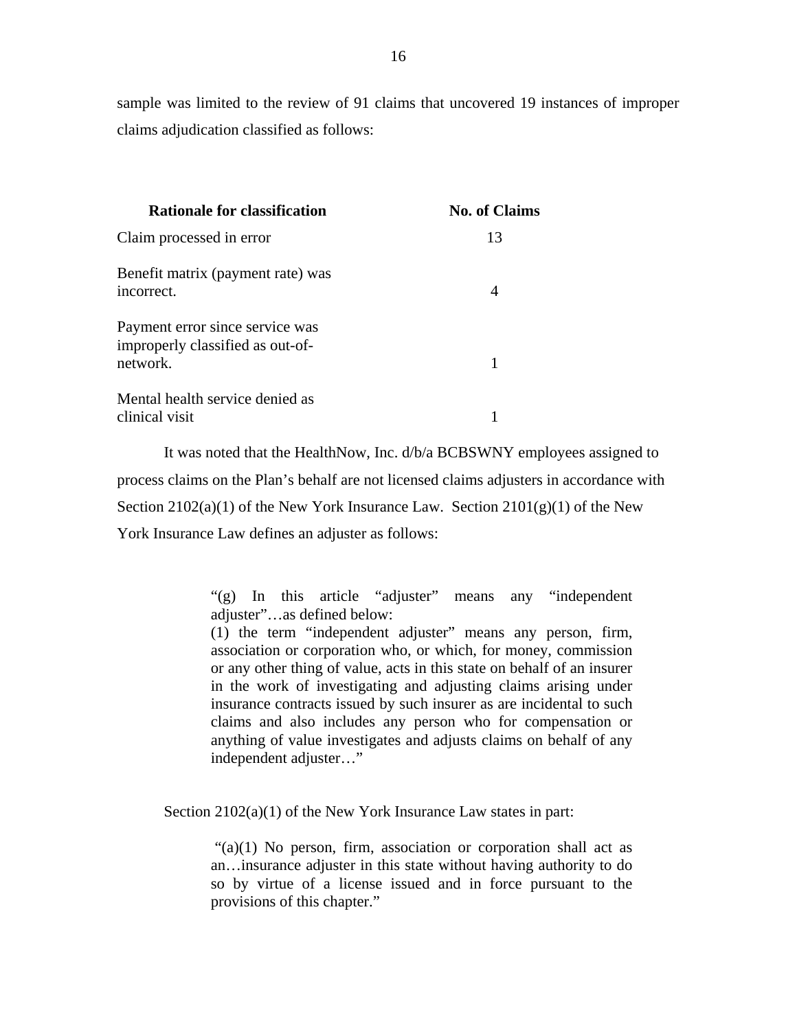sample was limited to the review of 91 claims that uncovered 19 instances of improper claims adjudication classified as follows:

| Rationale for classification | No. of Claims |
|---|---|
| Claim processed in error | 13 |
| Benefit matrix (payment rate) was incorrect. | 4 |
| Payment error since service was improperly classified as out-of-network. | 1 |
| Mental health service denied as clinical visit | 1 |

It was noted that the HealthNow, Inc. d/b/a BCBSWNY employees assigned to process claims on the Plan's behalf are not licensed claims adjusters in accordance with Section 2102(a)(1) of the New York Insurance Law. Section 2101(g)(1) of the New York Insurance Law defines an adjuster as follows:

> "(g) In this article "adjuster" means any "independent adjuster"…as defined below:
> (1) the term "independent adjuster" means any person, firm, association or corporation who, or which, for money, commission or any other thing of value, acts in this state on behalf of an insurer in the work of investigating and adjusting claims arising under insurance contracts issued by such insurer as are incidental to such claims and also includes any person who for compensation or anything of value investigates and adjusts claims on behalf of any independent adjuster…"

Section 2102(a)(1) of the New York Insurance Law states in part:

> "(a)(1) No person, firm, association or corporation shall act as an…insurance adjuster in this state without having authority to do so by virtue of a license issued and in force pursuant to the provisions of this chapter."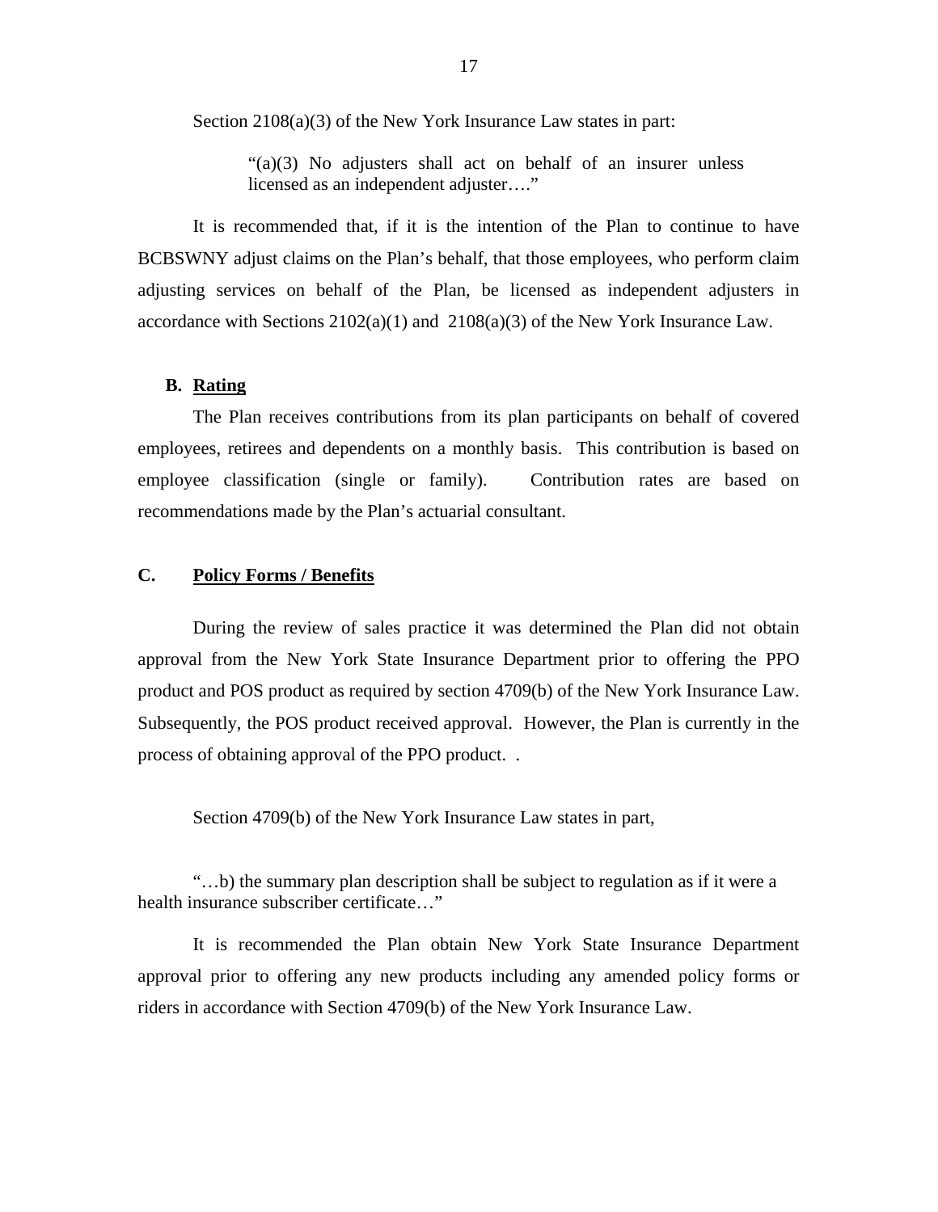Section 2108(a)(3) of the New York Insurance Law states in part:

> "(a)(3) No adjusters shall act on behalf of an insurer unless licensed as an independent adjuster…."

It is recommended that, if it is the intention of the Plan to continue to have BCBSWNY adjust claims on the Plan's behalf, that those employees, who perform claim adjusting services on behalf of the Plan, be licensed as independent adjusters in accordance with Sections 2102(a)(1) and 2108(a)(3) of the New York Insurance Law.

## B. Rating

The Plan receives contributions from its plan participants on behalf of covered employees, retirees and dependents on a monthly basis. This contribution is based on employee classification (single or family). Contribution rates are based on recommendations made by the Plan's actuarial consultant.

## C. Policy Forms / Benefits

During the review of sales practice it was determined the Plan did not obtain approval from the New York State Insurance Department prior to offering the PPO product and POS product as required by section 4709(b) of the New York Insurance Law. Subsequently, the POS product received approval. However, the Plan is currently in the process of obtaining approval of the PPO product. .

Section 4709(b) of the New York Insurance Law states in part,

"…b) the summary plan description shall be subject to regulation as if it were a health insurance subscriber certificate…"

It is recommended the Plan obtain New York State Insurance Department approval prior to offering any new products including any amended policy forms or riders in accordance with Section 4709(b) of the New York Insurance Law.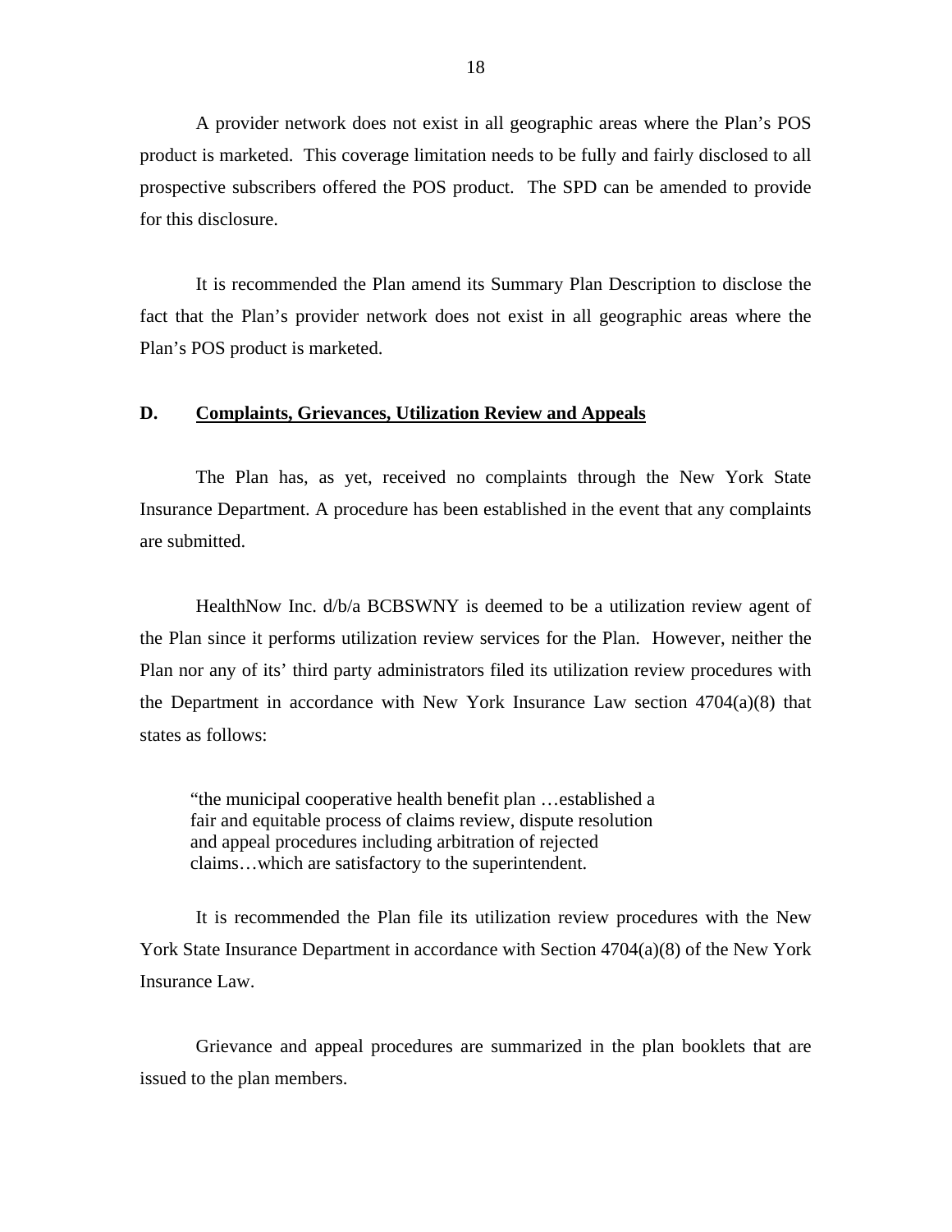A provider network does not exist in all geographic areas where the Plan's POS product is marketed. This coverage limitation needs to be fully and fairly disclosed to all prospective subscribers offered the POS product. The SPD can be amended to provide for this disclosure.

It is recommended the Plan amend its Summary Plan Description to disclose the fact that the Plan's provider network does not exist in all geographic areas where the Plan's POS product is marketed.

## D. Complaints, Grievances, Utilization Review and Appeals

The Plan has, as yet, received no complaints through the New York State Insurance Department. A procedure has been established in the event that any complaints are submitted.

HealthNow Inc. d/b/a BCBSWNY is deemed to be a utilization review agent of the Plan since it performs utilization review services for the Plan. However, neither the Plan nor any of its' third party administrators filed its utilization review procedures with the Department in accordance with New York Insurance Law section 4704(a)(8) that states as follows:

> "the municipal cooperative health benefit plan …established a fair and equitable process of claims review, dispute resolution and appeal procedures including arbitration of rejected claims…which are satisfactory to the superintendent.

It is recommended the Plan file its utilization review procedures with the New York State Insurance Department in accordance with Section 4704(a)(8) of the New York Insurance Law.

Grievance and appeal procedures are summarized in the plan booklets that are issued to the plan members.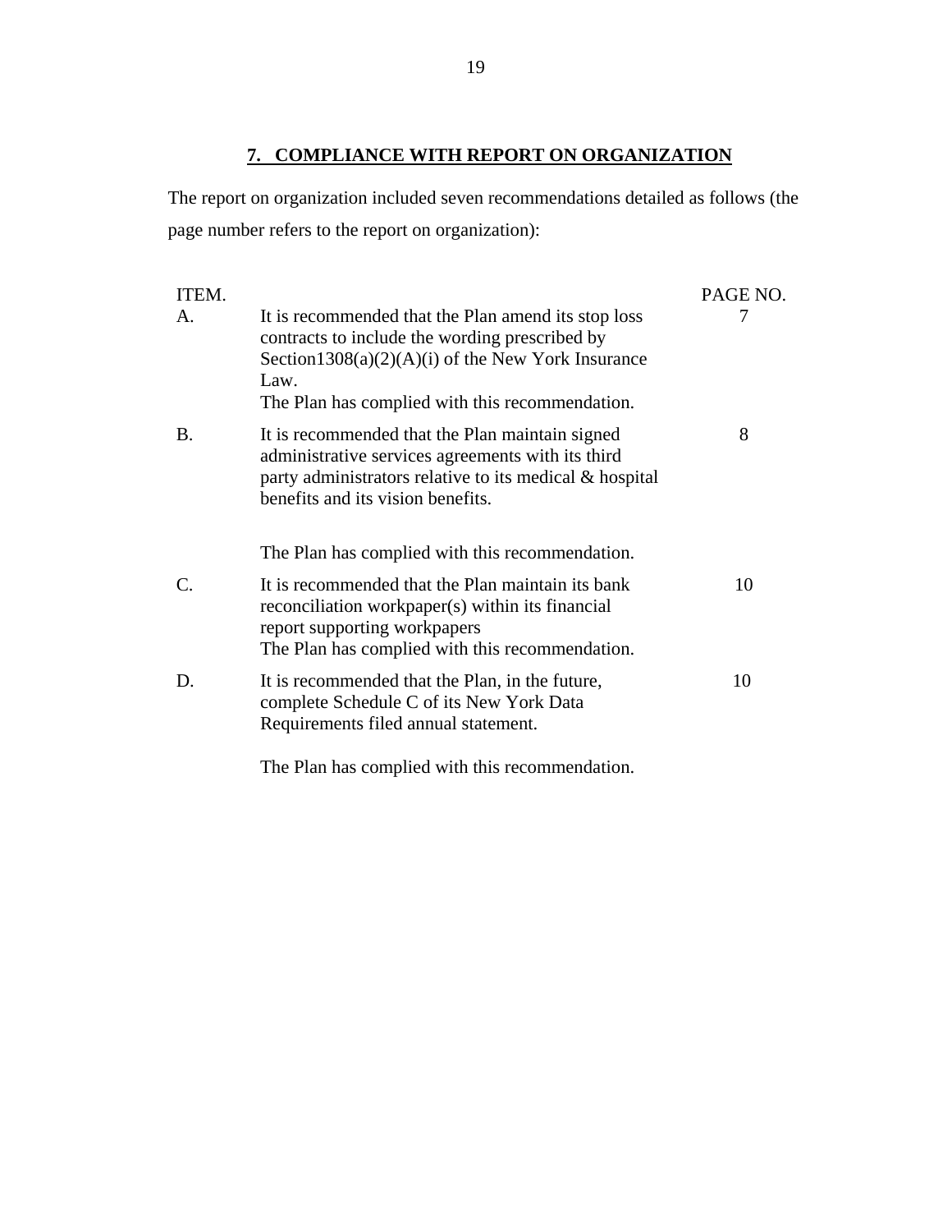## 7. COMPLIANCE WITH REPORT ON ORGANIZATION

The report on organization included seven recommendations detailed as follows (the page number refers to the report on organization):

| ITEM. | | PAGE NO. |
|---|---|---|
| A. | It is recommended that the Plan amend its stop loss contracts to include the wording prescribed by Section1308(a)(2)(A)(i) of the New York Insurance Law.<br><br>The Plan has complied with this recommendation. | 7 |
| B. | It is recommended that the Plan maintain signed administrative services agreements with its third party administrators relative to its medical & hospital benefits and its vision benefits.<br><br>The Plan has complied with this recommendation. | 8 |
| C. | It is recommended that the Plan maintain its bank reconciliation workpaper(s) within its financial report supporting workpapers<br><br>The Plan has complied with this recommendation. | 10 |
| D. | It is recommended that the Plan, in the future, complete Schedule C of its New York Data Requirements filed annual statement.<br><br>The Plan has complied with this recommendation. | 10 |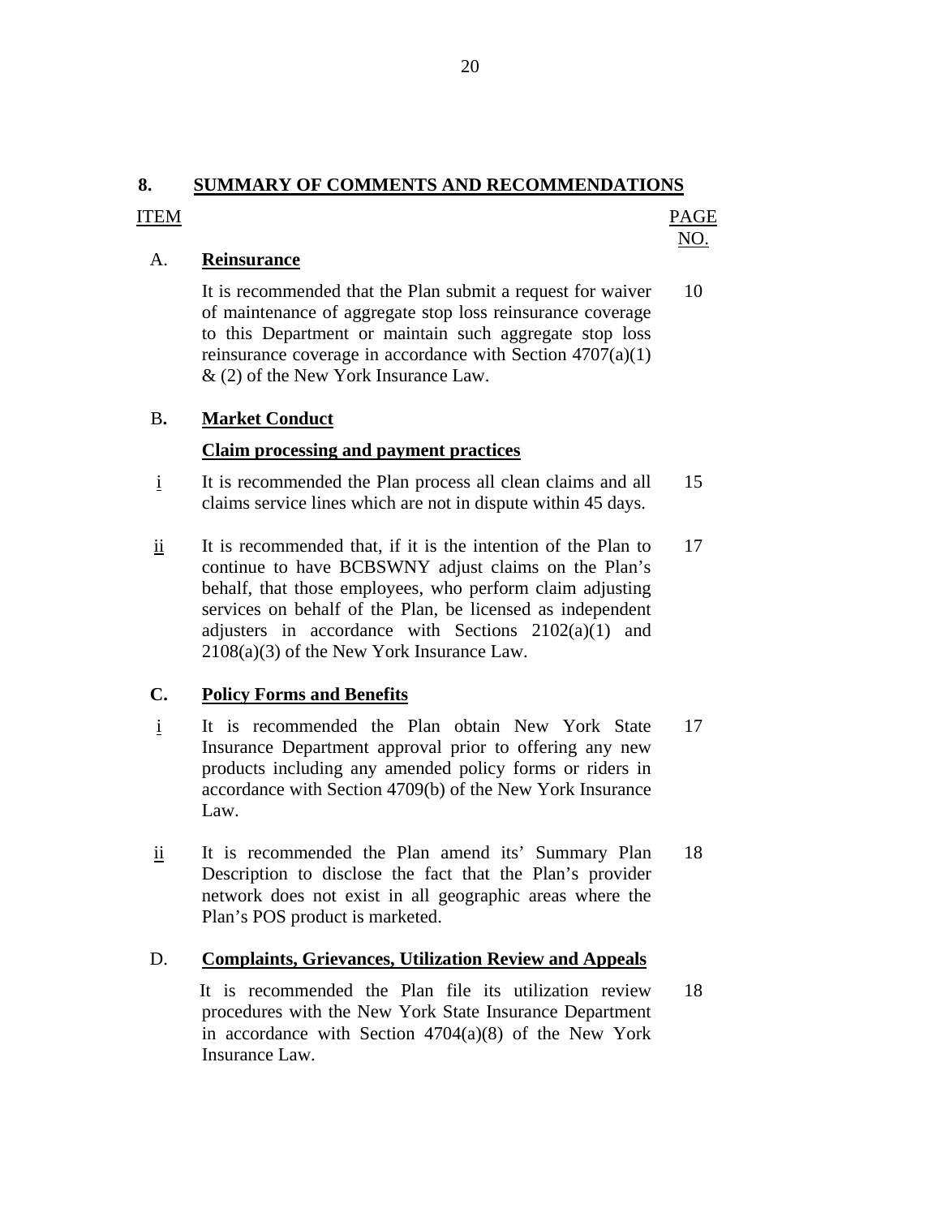## 8. SUMMARY OF COMMENTS AND RECOMMENDATIONS

| ITEM | | PAGE NO. |
|---|---|---|
| A. | **Reinsurance** | |
| | It is recommended that the Plan submit a request for waiver of maintenance of aggregate stop loss reinsurance coverage to this Department or maintain such aggregate stop loss reinsurance coverage in accordance with Section 4707(a)(1) & (2) of the New York Insurance Law. | 10 |
| B. | **Market Conduct** | |
| | **Claim processing and payment practices** | |
| i | It is recommended the Plan process all clean claims and all claims service lines which are not in dispute within 45 days. | 15 |
| ii | It is recommended that, if it is the intention of the Plan to continue to have BCBSWNY adjust claims on the Plan's behalf, that those employees, who perform claim adjusting services on behalf of the Plan, be licensed as independent adjusters in accordance with Sections 2102(a)(1) and 2108(a)(3) of the New York Insurance Law. | 17 |
| C. | **Policy Forms and Benefits** | |
| i | It is recommended the Plan obtain New York State Insurance Department approval prior to offering any new products including any amended policy forms or riders in accordance with Section 4709(b) of the New York Insurance Law. | 17 |
| ii | It is recommended the Plan amend its' Summary Plan Description to disclose the fact that the Plan's provider network does not exist in all geographic areas where the Plan's POS product is marketed. | 18 |
| D. | **Complaints, Grievances, Utilization Review and Appeals** | |
| | It is recommended the Plan file its utilization review procedures with the New York State Insurance Department in accordance with Section 4704(a)(8) of the New York Insurance Law. | 18 |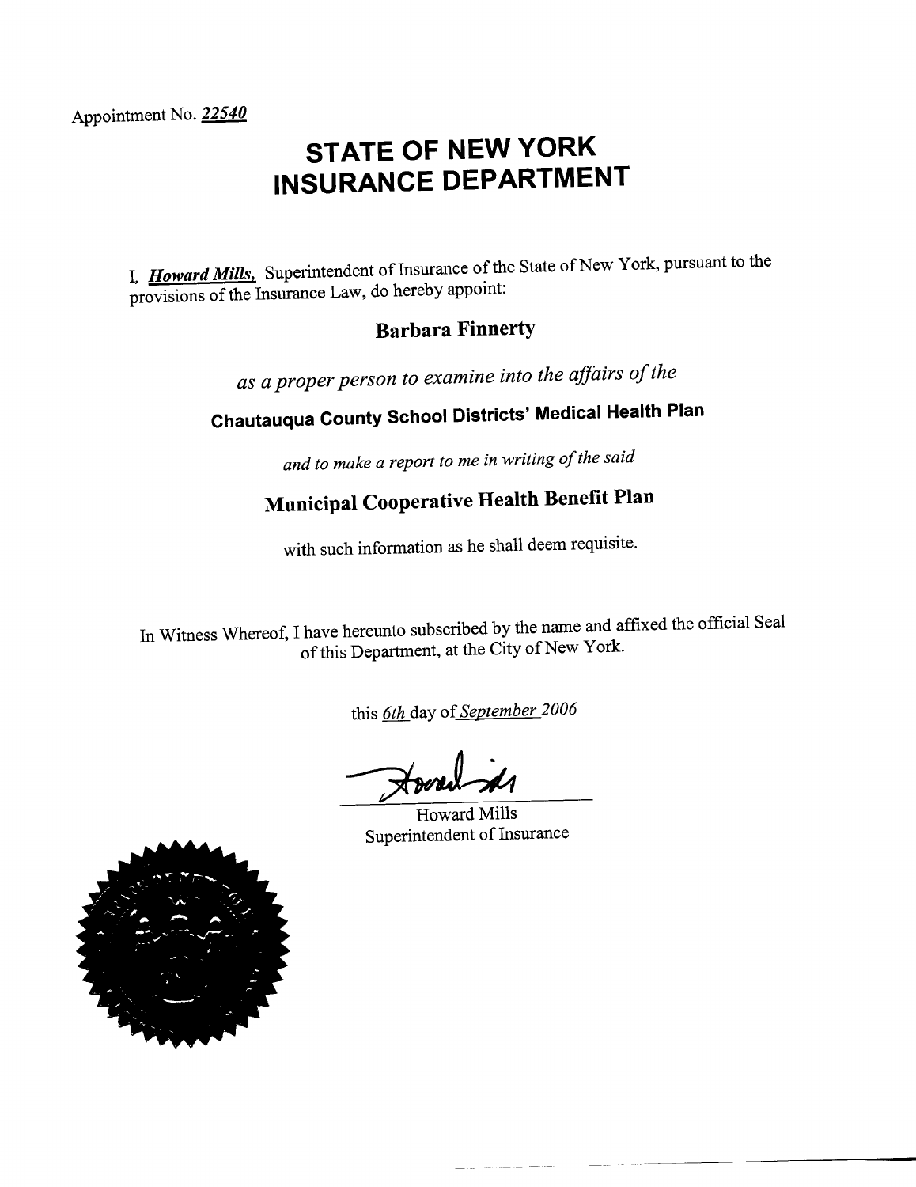Appointment No. *22540*

# STATE OF NEW YORK
# INSURANCE DEPARTMENT

I, ***Howard Mills,*** Superintendent of Insurance of the State of New York, pursuant to the provisions of the Insurance Law, do hereby appoint:

**Barbara Finnerty**

*as a proper person to examine into the affairs of the*

**Chautauqua County School Districts' Medical Health Plan**

*and to make a report to me in writing of the said*

**Municipal Cooperative Health Benefit Plan**

with such information as he shall deem requisite.

In Witness Whereof, I have hereunto subscribed by the name and affixed the official Seal of this Department, at the City of New York.

this *6th* day of *September* 2006

Howard Mills
Superintendent of Insurance